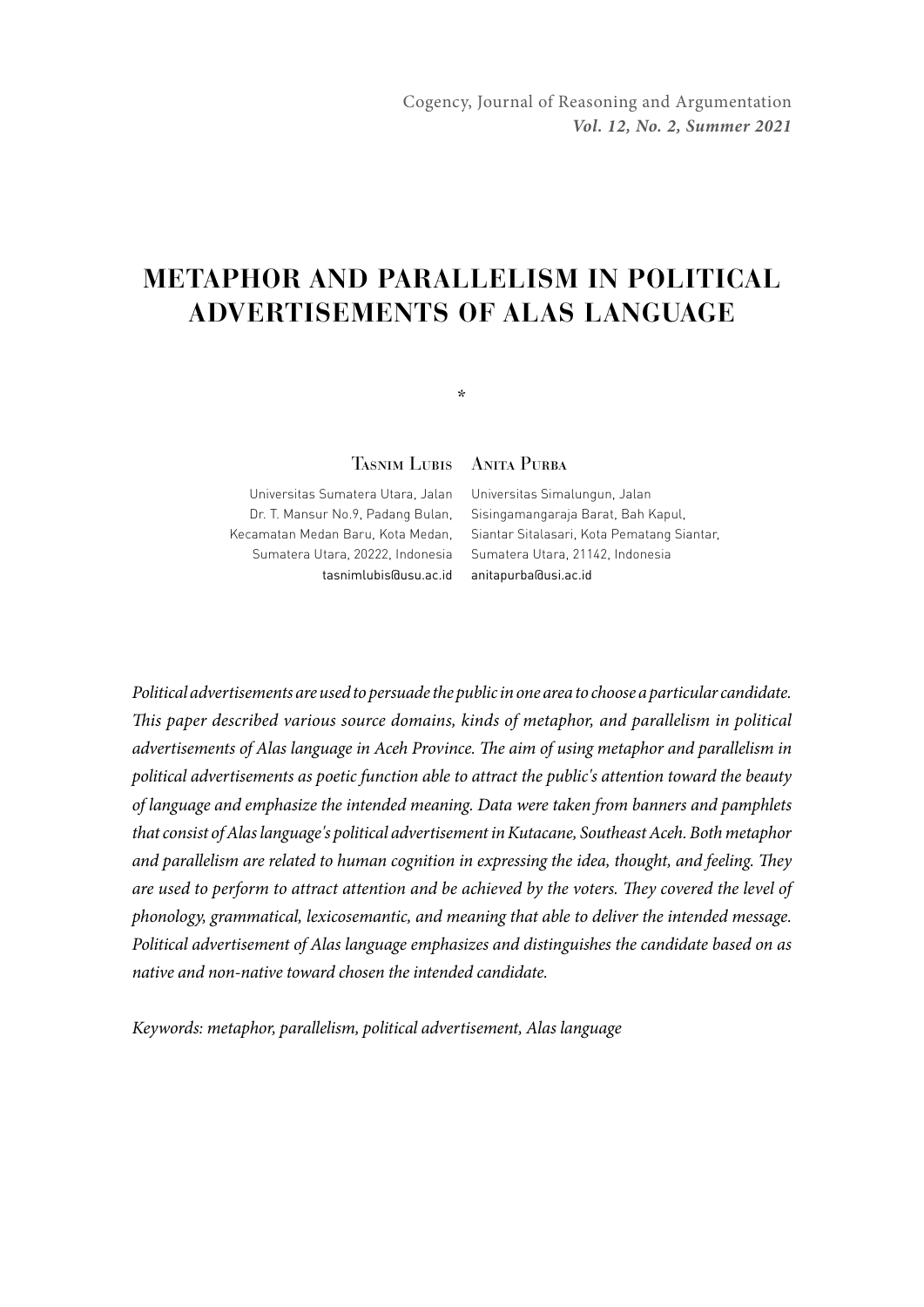# METAPHOR AND PARALLELISM IN POLITICAL ADVERTISEMENTS OF ALAS LANGUAGE

*

**Tasnim Lubis**

Universitas Sumatera Utara, Jalan Dr. T. Mansur No.9, Padang Bulan, Kecamatan Medan Baru, Kota Medan, Sumatera Utara, 20222, Indonesia
tasnimlubis@usu.ac.id

**Anita Purba**

Universitas Simalungun, Jalan Sisingamangaraja Barat, Bah Kapul, Siantar Sitalasari, Kota Pematang Siantar, Sumatera Utara, 21142, Indonesia
anitapurba@usi.ac.id

*Political advertisements are used to persuade the public in one area to choose a particular candidate. This paper described various source domains, kinds of metaphor, and parallelism in political advertisements of Alas language in Aceh Province. The aim of using metaphor and parallelism in political advertisements as poetic function able to attract the public's attention toward the beauty of language and emphasize the intended meaning. Data were taken from banners and pamphlets that consist of Alas language's political advertisement in Kutacane, Southeast Aceh. Both metaphor and parallelism are related to human cognition in expressing the idea, thought, and feeling. They are used to perform to attract attention and be achieved by the voters. They covered the level of phonology, grammatical, lexicosemantic, and meaning that able to deliver the intended message. Political advertisement of Alas language emphasizes and distinguishes the candidate based on as native and non-native toward chosen the intended candidate.*

*Keywords: metaphor, parallelism, political advertisement, Alas language*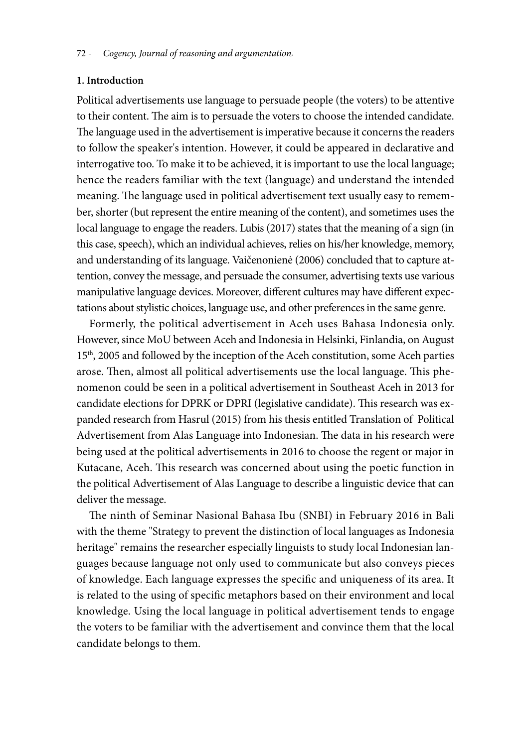**1. Introduction**

Political advertisements use language to persuade people (the voters) to be attentive to their content. The aim is to persuade the voters to choose the intended candidate. The language used in the advertisement is imperative because it concerns the readers to follow the speaker's intention. However, it could be appeared in declarative and interrogative too. To make it to be achieved, it is important to use the local language; hence the readers familiar with the text (language) and understand the intended meaning. The language used in political advertisement text usually easy to remember, shorter (but represent the entire meaning of the content), and sometimes uses the local language to engage the readers. Lubis (2017) states that the meaning of a sign (in this case, speech), which an individual achieves, relies on his/her knowledge, memory, and understanding of its language. Vaičenonienė (2006) concluded that to capture attention, convey the message, and persuade the consumer, advertising texts use various manipulative language devices. Moreover, different cultures may have different expectations about stylistic choices, language use, and other preferences in the same genre.

Formerly, the political advertisement in Aceh uses Bahasa Indonesia only. However, since MoU between Aceh and Indonesia in Helsinki, Finlandia, on August 15th, 2005 and followed by the inception of the Aceh constitution, some Aceh parties arose. Then, almost all political advertisements use the local language. This phenomenon could be seen in a political advertisement in Southeast Aceh in 2013 for candidate elections for DPRK or DPRI (legislative candidate). This research was expanded research from Hasrul (2015) from his thesis entitled Translation of Political Advertisement from Alas Language into Indonesian. The data in his research were being used at the political advertisements in 2016 to choose the regent or major in Kutacane, Aceh. This research was concerned about using the poetic function in the political Advertisement of Alas Language to describe a linguistic device that can deliver the message.

The ninth of Seminar Nasional Bahasa Ibu (SNBI) in February 2016 in Bali with the theme "Strategy to prevent the distinction of local languages as Indonesia heritage" remains the researcher especially linguists to study local Indonesian languages because language not only used to communicate but also conveys pieces of knowledge. Each language expresses the specific and uniqueness of its area. It is related to the using of specific metaphors based on their environment and local knowledge. Using the local language in political advertisement tends to engage the voters to be familiar with the advertisement and convince them that the local candidate belongs to them.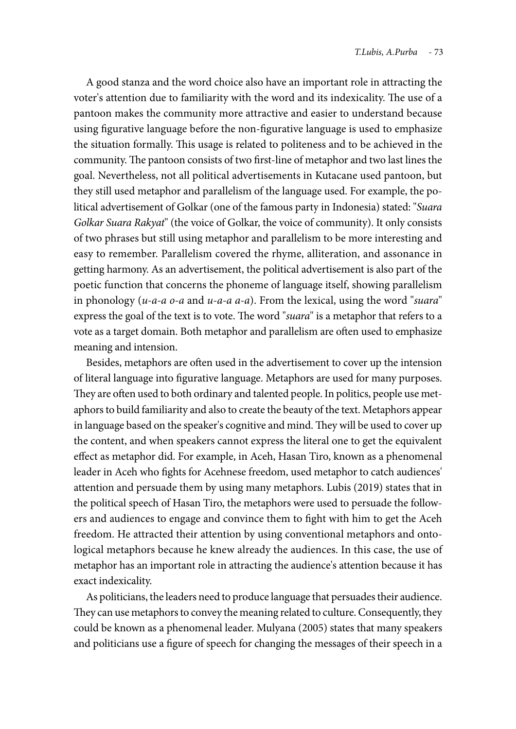A good stanza and the word choice also have an important role in attracting the voter's attention due to familiarity with the word and its indexicality. The use of a pantoon makes the community more attractive and easier to understand because using figurative language before the non-figurative language is used to emphasize the situation formally. This usage is related to politeness and to be achieved in the community. The pantoon consists of two first-line of metaphor and two last lines the goal. Nevertheless, not all political advertisements in Kutacane used pantoon, but they still used metaphor and parallelism of the language used. For example, the political advertisement of Golkar (one of the famous party in Indonesia) stated: "*Suara Golkar Suara Rakyat*" (the voice of Golkar, the voice of community). It only consists of two phrases but still using metaphor and parallelism to be more interesting and easy to remember. Parallelism covered the rhyme, alliteration, and assonance in getting harmony. As an advertisement, the political advertisement is also part of the poetic function that concerns the phoneme of language itself, showing parallelism in phonology (*u-a-a o-a* and *u-a-a a-a*). From the lexical, using the word "*suara*" express the goal of the text is to vote. The word "*suara*" is a metaphor that refers to a vote as a target domain. Both metaphor and parallelism are often used to emphasize meaning and intension.

Besides, metaphors are often used in the advertisement to cover up the intension of literal language into figurative language. Metaphors are used for many purposes. They are often used to both ordinary and talented people. In politics, people use metaphors to build familiarity and also to create the beauty of the text. Metaphors appear in language based on the speaker's cognitive and mind. They will be used to cover up the content, and when speakers cannot express the literal one to get the equivalent effect as metaphor did. For example, in Aceh, Hasan Tiro, known as a phenomenal leader in Aceh who fights for Acehnese freedom, used metaphor to catch audiences' attention and persuade them by using many metaphors. Lubis (2019) states that in the political speech of Hasan Tiro, the metaphors were used to persuade the followers and audiences to engage and convince them to fight with him to get the Aceh freedom. He attracted their attention by using conventional metaphors and ontological metaphors because he knew already the audiences. In this case, the use of metaphor has an important role in attracting the audience's attention because it has exact indexicality.

As politicians, the leaders need to produce language that persuades their audience. They can use metaphors to convey the meaning related to culture. Consequently, they could be known as a phenomenal leader. Mulyana (2005) states that many speakers and politicians use a figure of speech for changing the messages of their speech in a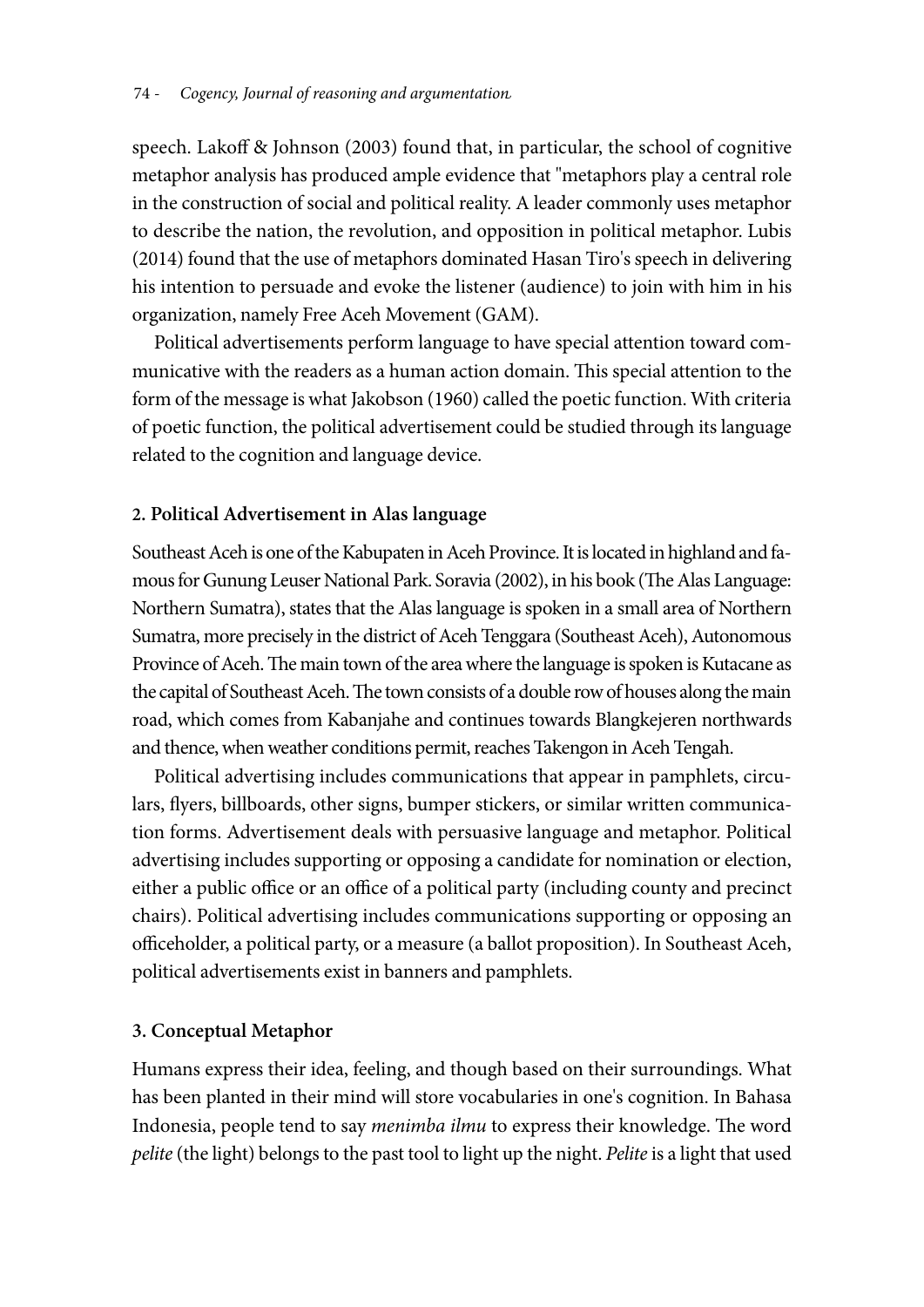speech. Lakoff & Johnson (2003) found that, in particular, the school of cognitive metaphor analysis has produced ample evidence that "metaphors play a central role in the construction of social and political reality. A leader commonly uses metaphor to describe the nation, the revolution, and opposition in political metaphor. Lubis (2014) found that the use of metaphors dominated Hasan Tiro's speech in delivering his intention to persuade and evoke the listener (audience) to join with him in his organization, namely Free Aceh Movement (GAM).

Political advertisements perform language to have special attention toward communicative with the readers as a human action domain. This special attention to the form of the message is what Jakobson (1960) called the poetic function. With criteria of poetic function, the political advertisement could be studied through its language related to the cognition and language device.

## 2. Political Advertisement in Alas language

Southeast Aceh is one of the Kabupaten in Aceh Province. It is located in highland and famous for Gunung Leuser National Park. Soravia (2002), in his book (The Alas Language: Northern Sumatra), states that the Alas language is spoken in a small area of Northern Sumatra, more precisely in the district of Aceh Tenggara (Southeast Aceh), Autonomous Province of Aceh. The main town of the area where the language is spoken is Kutacane as the capital of Southeast Aceh. The town consists of a double row of houses along the main road, which comes from Kabanjahe and continues towards Blangkejeren northwards and thence, when weather conditions permit, reaches Takengon in Aceh Tengah.

Political advertising includes communications that appear in pamphlets, circulars, flyers, billboards, other signs, bumper stickers, or similar written communication forms. Advertisement deals with persuasive language and metaphor. Political advertising includes supporting or opposing a candidate for nomination or election, either a public office or an office of a political party (including county and precinct chairs). Political advertising includes communications supporting or opposing an officeholder, a political party, or a measure (a ballot proposition). In Southeast Aceh, political advertisements exist in banners and pamphlets.

## 3. Conceptual Metaphor

Humans express their idea, feeling, and though based on their surroundings. What has been planted in their mind will store vocabularies in one's cognition. In Bahasa Indonesia, people tend to say *menimba ilmu* to express their knowledge. The word *pelite* (the light) belongs to the past tool to light up the night. *Pelite* is a light that used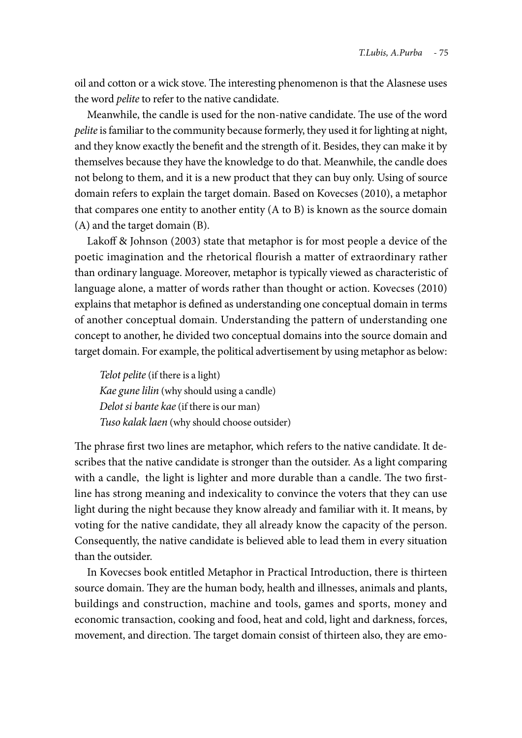oil and cotton or a wick stove. The interesting phenomenon is that the Alasnese uses the word *pelite* to refer to the native candidate.

Meanwhile, the candle is used for the non-native candidate. The use of the word *pelite* is familiar to the community because formerly, they used it for lighting at night, and they know exactly the benefit and the strength of it. Besides, they can make it by themselves because they have the knowledge to do that. Meanwhile, the candle does not belong to them, and it is a new product that they can buy only. Using of source domain refers to explain the target domain. Based on Kovecses (2010), a metaphor that compares one entity to another entity (A to B) is known as the source domain (A) and the target domain (B).

Lakoff & Johnson (2003) state that metaphor is for most people a device of the poetic imagination and the rhetorical flourish a matter of extraordinary rather than ordinary language. Moreover, metaphor is typically viewed as characteristic of language alone, a matter of words rather than thought or action. Kovecses (2010) explains that metaphor is defined as understanding one conceptual domain in terms of another conceptual domain. Understanding the pattern of understanding one concept to another, he divided two conceptual domains into the source domain and target domain. For example, the political advertisement by using metaphor as below:

> *Telot pelite* (if there is a light)
> *Kae gune lilin* (why should using a candle)
> *Delot si bante kae* (if there is our man)
> *Tuso kalak laen* (why should choose outsider)

The phrase first two lines are metaphor, which refers to the native candidate. It describes that the native candidate is stronger than the outsider. As a light comparing with a candle, the light is lighter and more durable than a candle. The two first-line has strong meaning and indexicality to convince the voters that they can use light during the night because they know already and familiar with it. It means, by voting for the native candidate, they all already know the capacity of the person. Consequently, the native candidate is believed able to lead them in every situation than the outsider.

In Kovecses book entitled Metaphor in Practical Introduction, there is thirteen source domain. They are the human body, health and illnesses, animals and plants, buildings and construction, machine and tools, games and sports, money and economic transaction, cooking and food, heat and cold, light and darkness, forces, movement, and direction. The target domain consist of thirteen also, they are emo-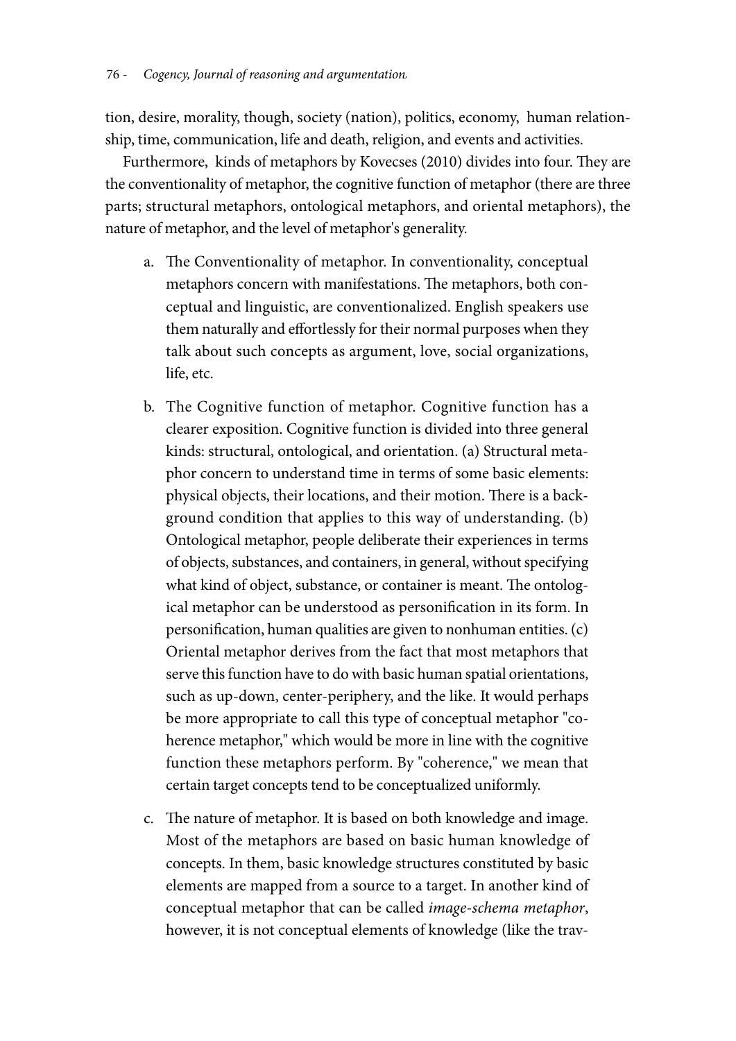tion, desire, morality, though, society (nation), politics, economy, human relationship, time, communication, life and death, religion, and events and activities.

Furthermore, kinds of metaphors by Kovecses (2010) divides into four. They are the conventionality of metaphor, the cognitive function of metaphor (there are three parts; structural metaphors, ontological metaphors, and oriental metaphors), the nature of metaphor, and the level of metaphor's generality.

a. The Conventionality of metaphor. In conventionality, conceptual metaphors concern with manifestations. The metaphors, both conceptual and linguistic, are conventionalized. English speakers use them naturally and effortlessly for their normal purposes when they talk about such concepts as argument, love, social organizations, life, etc.

b. The Cognitive function of metaphor. Cognitive function has a clearer exposition. Cognitive function is divided into three general kinds: structural, ontological, and orientation. (a) Structural metaphor concern to understand time in terms of some basic elements: physical objects, their locations, and their motion. There is a background condition that applies to this way of understanding. (b) Ontological metaphor, people deliberate their experiences in terms of objects, substances, and containers, in general, without specifying what kind of object, substance, or container is meant. The ontological metaphor can be understood as personification in its form. In personification, human qualities are given to nonhuman entities. (c) Oriental metaphor derives from the fact that most metaphors that serve this function have to do with basic human spatial orientations, such as up-down, center-periphery, and the like. It would perhaps be more appropriate to call this type of conceptual metaphor "coherence metaphor," which would be more in line with the cognitive function these metaphors perform. By "coherence," we mean that certain target concepts tend to be conceptualized uniformly.

c. The nature of metaphor. It is based on both knowledge and image. Most of the metaphors are based on basic human knowledge of concepts. In them, basic knowledge structures constituted by basic elements are mapped from a source to a target. In another kind of conceptual metaphor that can be called *image-schema metaphor*, however, it is not conceptual elements of knowledge (like the trav-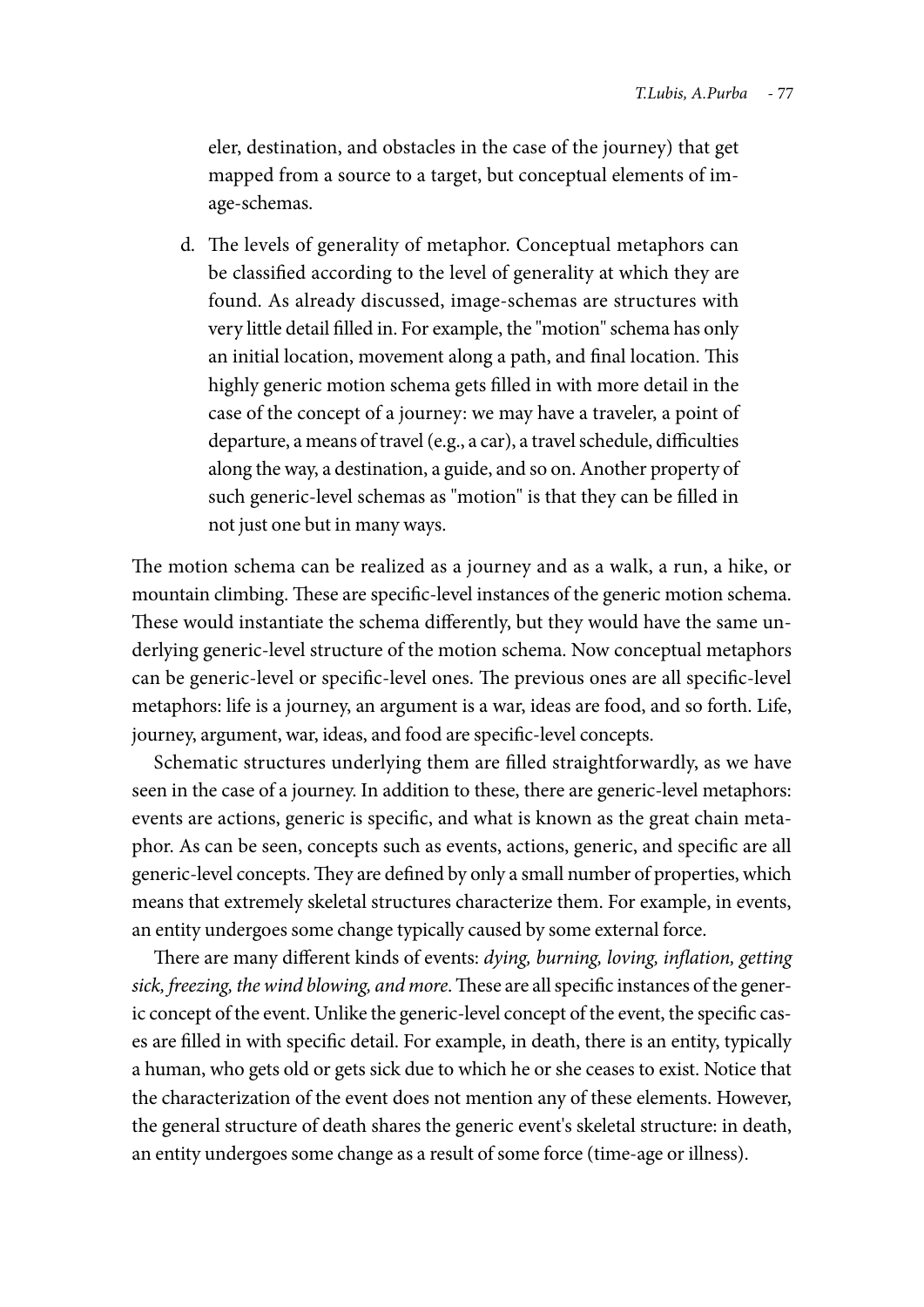eler, destination, and obstacles in the case of the journey) that get mapped from a source to a target, but conceptual elements of image-schemas.

d. The levels of generality of metaphor. Conceptual metaphors can be classified according to the level of generality at which they are found. As already discussed, image-schemas are structures with very little detail filled in. For example, the "motion" schema has only an initial location, movement along a path, and final location. This highly generic motion schema gets filled in with more detail in the case of the concept of a journey: we may have a traveler, a point of departure, a means of travel (e.g., a car), a travel schedule, difficulties along the way, a destination, a guide, and so on. Another property of such generic-level schemas as "motion" is that they can be filled in not just one but in many ways.

The motion schema can be realized as a journey and as a walk, a run, a hike, or mountain climbing. These are specific-level instances of the generic motion schema. These would instantiate the schema differently, but they would have the same underlying generic-level structure of the motion schema. Now conceptual metaphors can be generic-level or specific-level ones. The previous ones are all specific-level metaphors: life is a journey, an argument is a war, ideas are food, and so forth. Life, journey, argument, war, ideas, and food are specific-level concepts.

Schematic structures underlying them are filled straightforwardly, as we have seen in the case of a journey. In addition to these, there are generic-level metaphors: events are actions, generic is specific, and what is known as the great chain metaphor. As can be seen, concepts such as events, actions, generic, and specific are all generic-level concepts. They are defined by only a small number of properties, which means that extremely skeletal structures characterize them. For example, in events, an entity undergoes some change typically caused by some external force.

There are many different kinds of events: *dying, burning, loving, inflation, getting sick, freezing, the wind blowing, and more*. These are all specific instances of the generic concept of the event. Unlike the generic-level concept of the event, the specific cases are filled in with specific detail. For example, in death, there is an entity, typically a human, who gets old or gets sick due to which he or she ceases to exist. Notice that the characterization of the event does not mention any of these elements. However, the general structure of death shares the generic event's skeletal structure: in death, an entity undergoes some change as a result of some force (time-age or illness).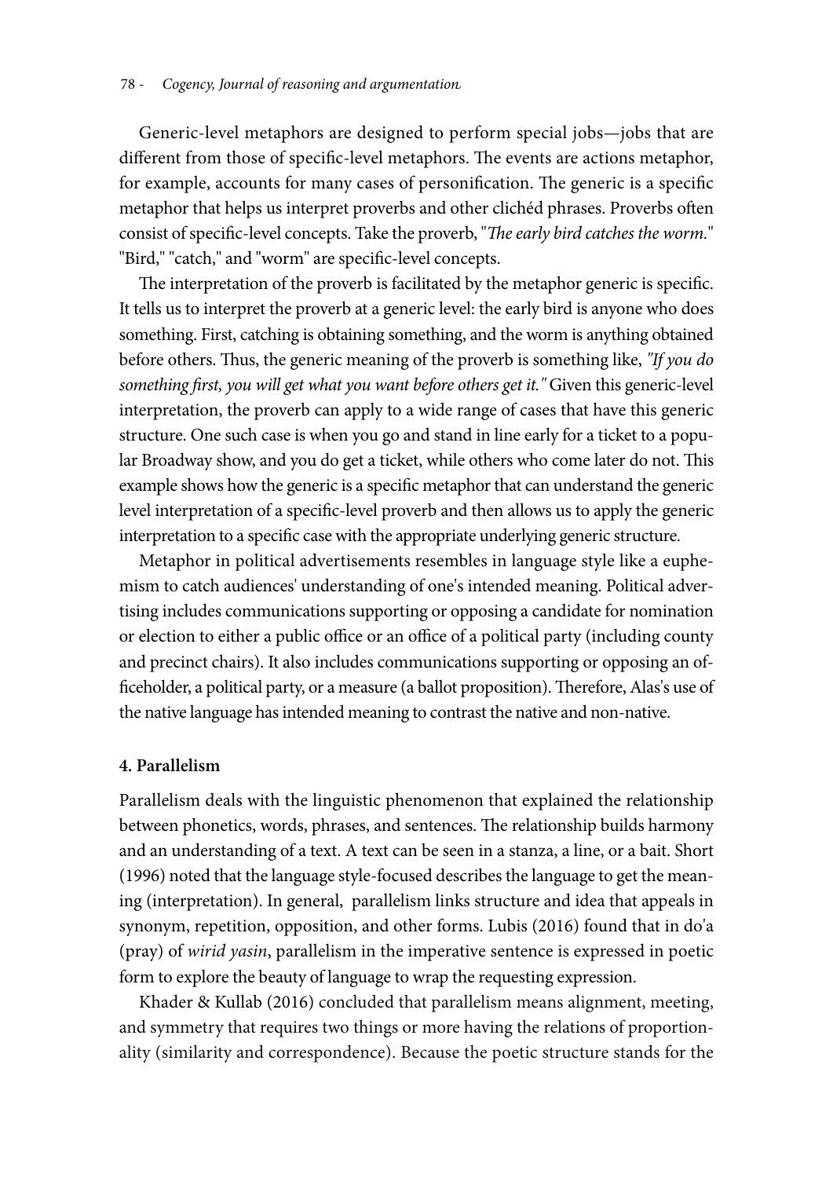Generic-level metaphors are designed to perform special jobs—jobs that are different from those of specific-level metaphors. The events are actions metaphor, for example, accounts for many cases of personification. The generic is a specific metaphor that helps us interpret proverbs and other clichéd phrases. Proverbs often consist of specific-level concepts. Take the proverb, "*The early bird catches the worm.*" "Bird," "catch," and "worm" are specific-level concepts.

The interpretation of the proverb is facilitated by the metaphor generic is specific. It tells us to interpret the proverb at a generic level: the early bird is anyone who does something. First, catching is obtaining something, and the worm is anything obtained before others. Thus, the generic meaning of the proverb is something like, *"If you do something first, you will get what you want before others get it."* Given this generic-level interpretation, the proverb can apply to a wide range of cases that have this generic structure. One such case is when you go and stand in line early for a ticket to a popular Broadway show, and you do get a ticket, while others who come later do not. This example shows how the generic is a specific metaphor that can understand the generic level interpretation of a specific-level proverb and then allows us to apply the generic interpretation to a specific case with the appropriate underlying generic structure.

Metaphor in political advertisements resembles in language style like a euphemism to catch audiences' understanding of one's intended meaning. Political advertising includes communications supporting or opposing a candidate for nomination or election to either a public office or an office of a political party (including county and precinct chairs). It also includes communications supporting or opposing an officeholder, a political party, or a measure (a ballot proposition). Therefore, Alas's use of the native language has intended meaning to contrast the native and non-native.

#### 4. Parallelism

Parallelism deals with the linguistic phenomenon that explained the relationship between phonetics, words, phrases, and sentences. The relationship builds harmony and an understanding of a text. A text can be seen in a stanza, a line, or a bait. Short (1996) noted that the language style-focused describes the language to get the meaning (interpretation). In general, parallelism links structure and idea that appeals in synonym, repetition, opposition, and other forms. Lubis (2016) found that in do'a (pray) of *wirid yasin*, parallelism in the imperative sentence is expressed in poetic form to explore the beauty of language to wrap the requesting expression.

Khader & Kullab (2016) concluded that parallelism means alignment, meeting, and symmetry that requires two things or more having the relations of proportionality (similarity and correspondence). Because the poetic structure stands for the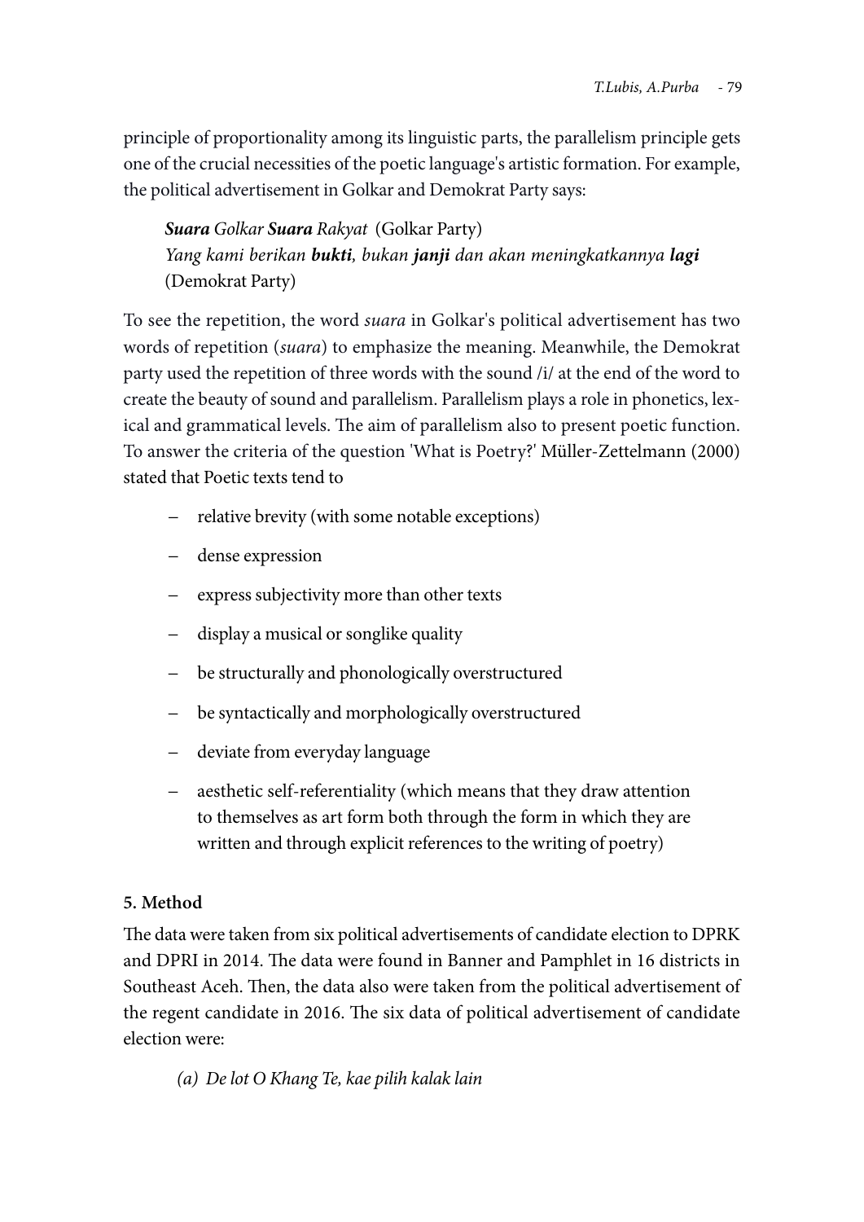principle of proportionality among its linguistic parts, the parallelism principle gets one of the crucial necessities of the poetic language's artistic formation. For example, the political advertisement in Golkar and Demokrat Party says:

> ***Suara*** *Golkar* ***Suara*** *Rakyat* (Golkar Party)
> *Yang kami berikan* ***bukti****, bukan* ***janji*** *dan akan meningkatkannya* ***lagi*** (Demokrat Party)

To see the repetition, the word *suara* in Golkar's political advertisement has two words of repetition (*suara*) to emphasize the meaning. Meanwhile, the Demokrat party used the repetition of three words with the sound /i/ at the end of the word to create the beauty of sound and parallelism. Parallelism plays a role in phonetics, lexical and grammatical levels. The aim of parallelism also to present poetic function. To answer the criteria of the question 'What is Poetry?' Müller-Zettelmann (2000) stated that Poetic texts tend to

- relative brevity (with some notable exceptions)
- dense expression
- express subjectivity more than other texts
- display a musical or songlike quality
- be structurally and phonologically overstructured
- be syntactically and morphologically overstructured
- deviate from everyday language
- aesthetic self-referentiality (which means that they draw attention to themselves as art form both through the form in which they are written and through explicit references to the writing of poetry)

### 5. Method

The data were taken from six political advertisements of candidate election to DPRK and DPRI in 2014. The data were found in Banner and Pamphlet in 16 districts in Southeast Aceh. Then, the data also were taken from the political advertisement of the regent candidate in 2016. The six data of political advertisement of candidate election were:

*(a) De lot O Khang Te, kae pilih kalak lain*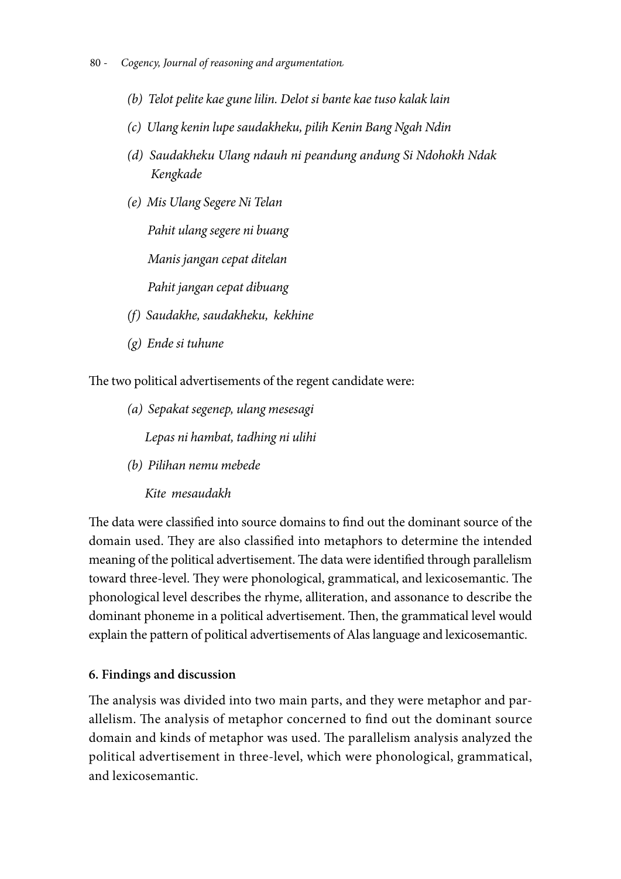*(b) Telot pelite kae gune lilin. Delot si bante kae tuso kalak lain*

*(c) Ulang kenin lupe saudakheku, pilih Kenin Bang Ngah Ndin*

*(d) Saudakheku Ulang ndauh ni peandung andung Si Ndohokh Ndak Kengkade*

*(e) Mis Ulang Segere Ni Telan*

*Pahit ulang segere ni buang*

*Manis jangan cepat ditelan*

*Pahit jangan cepat dibuang*

*(f) Saudakhe, saudakheku, kekhine*

*(g) Ende si tuhune*

The two political advertisements of the regent candidate were:

*(a) Sepakat segenep, ulang mesesagi*

*Lepas ni hambat, tadhing ni ulihi*

*(b) Pilihan nemu mebede*

*Kite mesaudakh*

The data were classified into source domains to find out the dominant source of the domain used. They are also classified into metaphors to determine the intended meaning of the political advertisement. The data were identified through parallelism toward three-level. They were phonological, grammatical, and lexicosemantic. The phonological level describes the rhyme, alliteration, and assonance to describe the dominant phoneme in a political advertisement. Then, the grammatical level would explain the pattern of political advertisements of Alas language and lexicosemantic.

## 6. Findings and discussion

The analysis was divided into two main parts, and they were metaphor and parallelism. The analysis of metaphor concerned to find out the dominant source domain and kinds of metaphor was used. The parallelism analysis analyzed the political advertisement in three-level, which were phonological, grammatical, and lexicosemantic.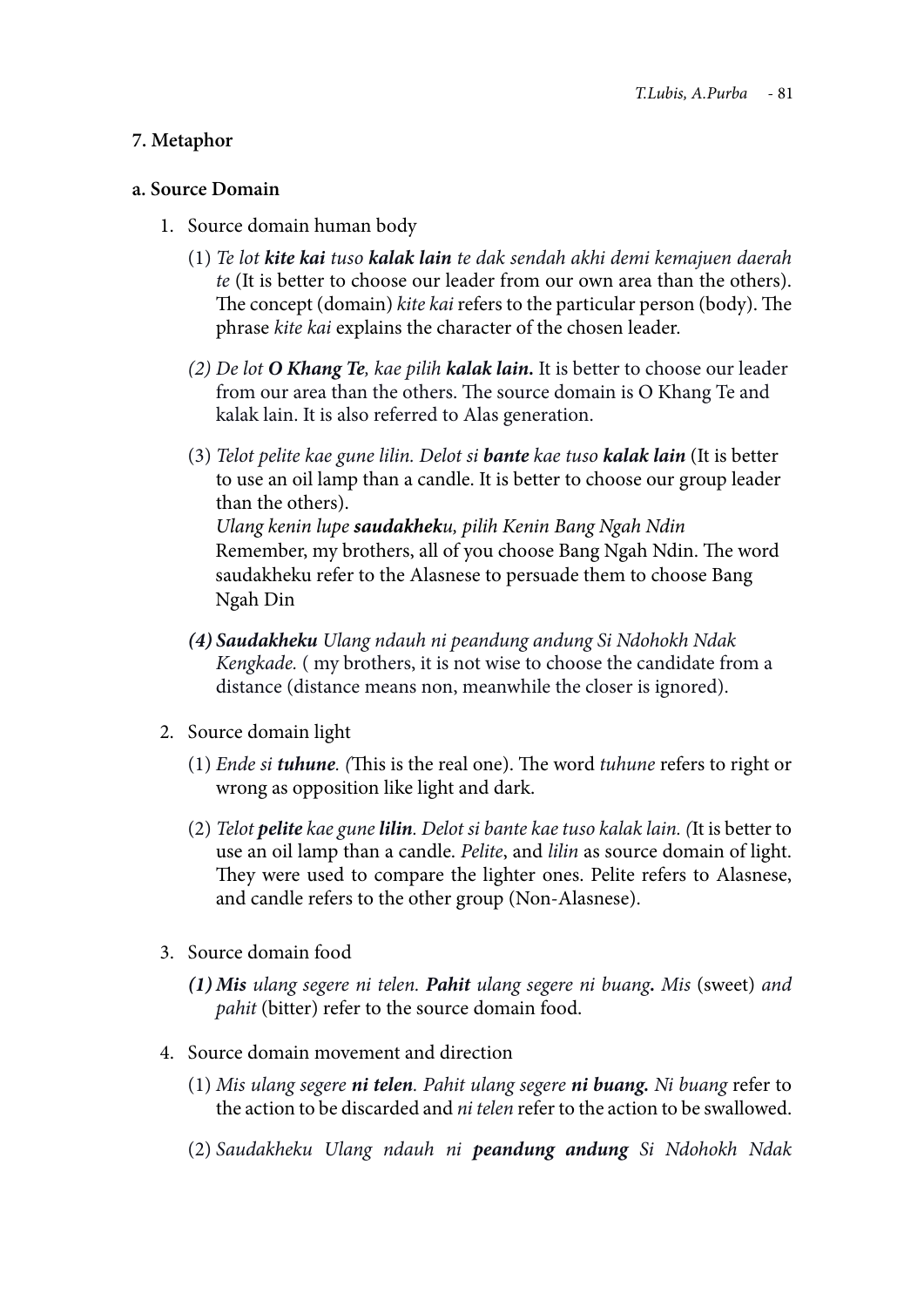### 7. Metaphor

#### a. Source Domain

1. Source domain human body

   (1) *Te lot **kite kai** tuso **kalak lain** te dak sendah akhi demi kemajuen daerah te* (It is better to choose our leader from our own area than the others). The concept (domain) *kite kai* refers to the particular person (body). The phrase *kite kai* explains the character of the chosen leader.

   *(2) De lot **O Khang Te**, kae pilih **kalak lain**.* It is better to choose our leader from our area than the others. The source domain is O Khang Te and kalak lain. It is also referred to Alas generation.

   (3) *Telot pelite kae gune lilin. Delot si **bante** kae tuso **kalak lain*** (It is better to use an oil lamp than a candle. It is better to choose our group leader than the others).
   *Ulang kenin lupe **saudakhek**u, pilih Kenin Bang Ngah Ndin*
   Remember, my brothers, all of you choose Bang Ngah Ndin. The word saudakheku refer to the Alasnese to persuade them to choose Bang Ngah Din

   ***(4) Saudakheku** Ulang ndauh ni peandung andung Si Ndohokh Ndak Kengkade.* ( my brothers, it is not wise to choose the candidate from a distance (distance means non, meanwhile the closer is ignored).

2. Source domain light

   (1) *Ende si **tuhune**. (*This is the real one). The word *tuhune* refers to right or wrong as opposition like light and dark.

   (2) *Telot **pelite** kae gune **lilin**. Delot si bante kae tuso kalak lain. (*It is better to use an oil lamp than a candle. *Pelite*, and *lilin* as source domain of light. They were used to compare the lighter ones. Pelite refers to Alasnese, and candle refers to the other group (Non-Alasnese).

3. Source domain food

   ***(1) Mis** ulang segere ni telen. **Pahit** ulang segere ni buang**.** Mis* (sweet) *and pahit* (bitter) refer to the source domain food.

4. Source domain movement and direction

   (1) *Mis ulang segere **ni telen**. Pahit ulang segere **ni buang.** Ni buang* refer to the action to be discarded and *ni telen* refer to the action to be swallowed.

   (2) *Saudakheku Ulang ndauh ni **peandung andung** Si Ndohokh Ndak*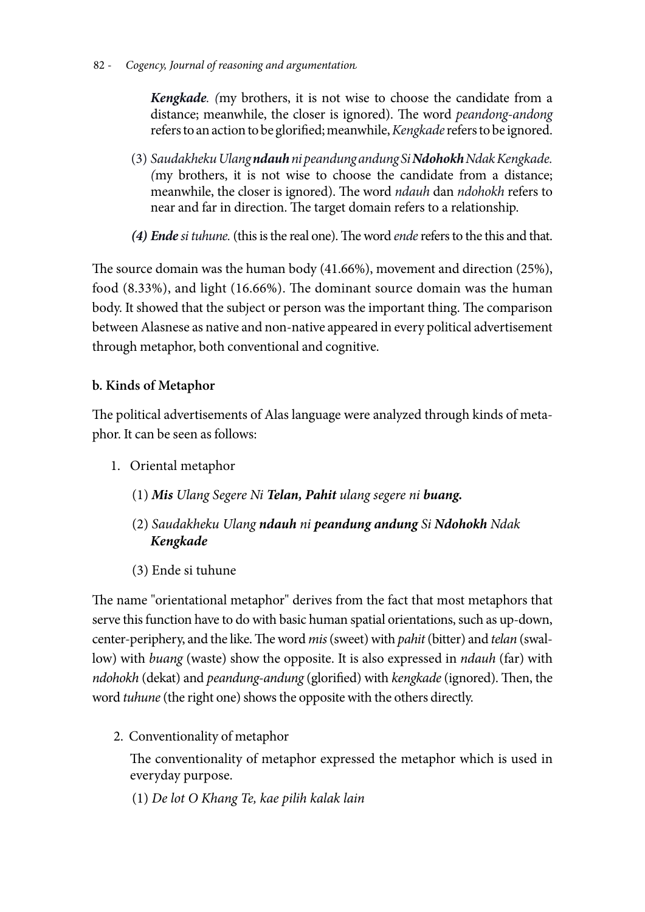***Kengkade****. (*my brothers, it is not wise to choose the candidate from a distance; meanwhile, the closer is ignored). The word *peandong-andong* refers to an action to be glorified; meanwhile, *Kengkade* refers to be ignored.

(3) *Saudakheku Ulang* ***ndauh*** *ni peandung andung Si* ***Ndohokh*** *Ndak Kengkade. (*my brothers, it is not wise to choose the candidate from a distance; meanwhile, the closer is ignored). The word *ndauh* dan *ndohokh* refers to near and far in direction. The target domain refers to a relationship.

***(4) Ende*** *si tuhune.* (this is the real one). The word *ende* refers to the this and that.

The source domain was the human body (41.66%), movement and direction (25%), food (8.33%), and light (16.66%). The dominant source domain was the human body. It showed that the subject or person was the important thing. The comparison between Alasnese as native and non-native appeared in every political advertisement through metaphor, both conventional and cognitive.

**b. Kinds of Metaphor**

The political advertisements of Alas language were analyzed through kinds of metaphor. It can be seen as follows:

1. Oriental metaphor

   (1) ***Mis*** *Ulang Segere Ni* ***Telan, Pahit*** *ulang segere ni* ***buang.***

   (2) *Saudakheku Ulang* ***ndauh*** *ni* ***peandung andung*** *Si* ***Ndohokh*** *Ndak* ***Kengkade***

   (3) Ende si tuhune

The name "orientational metaphor" derives from the fact that most metaphors that serve this function have to do with basic human spatial orientations, such as up-down, center-periphery, and the like. The word *mis* (sweet) with *pahit* (bitter) and *telan* (swallow) with *buang* (waste) show the opposite. It is also expressed in *ndauh* (far) with *ndohokh* (dekat) and *peandung-andung* (glorified) with *kengkade* (ignored). Then, the word *tuhune* (the right one) shows the opposite with the others directly.

2. Conventionality of metaphor

   The conventionality of metaphor expressed the metaphor which is used in everyday purpose.

   (1) *De lot O Khang Te, kae pilih kalak lain*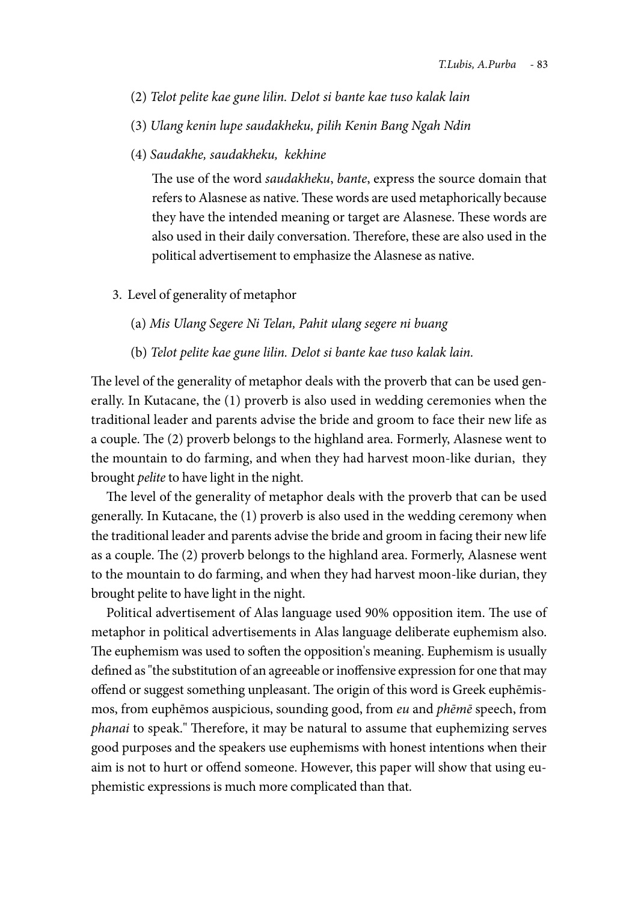(2) *Telot pelite kae gune lilin. Delot si bante kae tuso kalak lain*

(3) *Ulang kenin lupe saudakheku, pilih Kenin Bang Ngah Ndin*

(4) *Saudakhe, saudakheku, kekhine*

The use of the word *saudakheku*, *bante*, express the source domain that refers to Alasnese as native. These words are used metaphorically because they have the intended meaning or target are Alasnese. These words are also used in their daily conversation. Therefore, these are also used in the political advertisement to emphasize the Alasnese as native.

3. Level of generality of metaphor

(a) *Mis Ulang Segere Ni Telan, Pahit ulang segere ni buang*

(b) *Telot pelite kae gune lilin. Delot si bante kae tuso kalak lain.*

The level of the generality of metaphor deals with the proverb that can be used generally. In Kutacane, the (1) proverb is also used in wedding ceremonies when the traditional leader and parents advise the bride and groom to face their new life as a couple. The (2) proverb belongs to the highland area. Formerly, Alasnese went to the mountain to do farming, and when they had harvest moon-like durian, they brought *pelite* to have light in the night.

The level of the generality of metaphor deals with the proverb that can be used generally. In Kutacane, the (1) proverb is also used in the wedding ceremony when the traditional leader and parents advise the bride and groom in facing their new life as a couple. The (2) proverb belongs to the highland area. Formerly, Alasnese went to the mountain to do farming, and when they had harvest moon-like durian, they brought pelite to have light in the night.

Political advertisement of Alas language used 90% opposition item. The use of metaphor in political advertisements in Alas language deliberate euphemism also. The euphemism was used to soften the opposition's meaning. Euphemism is usually defined as "the substitution of an agreeable or inoffensive expression for one that may offend or suggest something unpleasant. The origin of this word is Greek euphēmismos, from euphēmos auspicious, sounding good, from *eu* and *phēmē* speech, from *phanai* to speak." Therefore, it may be natural to assume that euphemizing serves good purposes and the speakers use euphemisms with honest intentions when their aim is not to hurt or offend someone. However, this paper will show that using euphemistic expressions is much more complicated than that.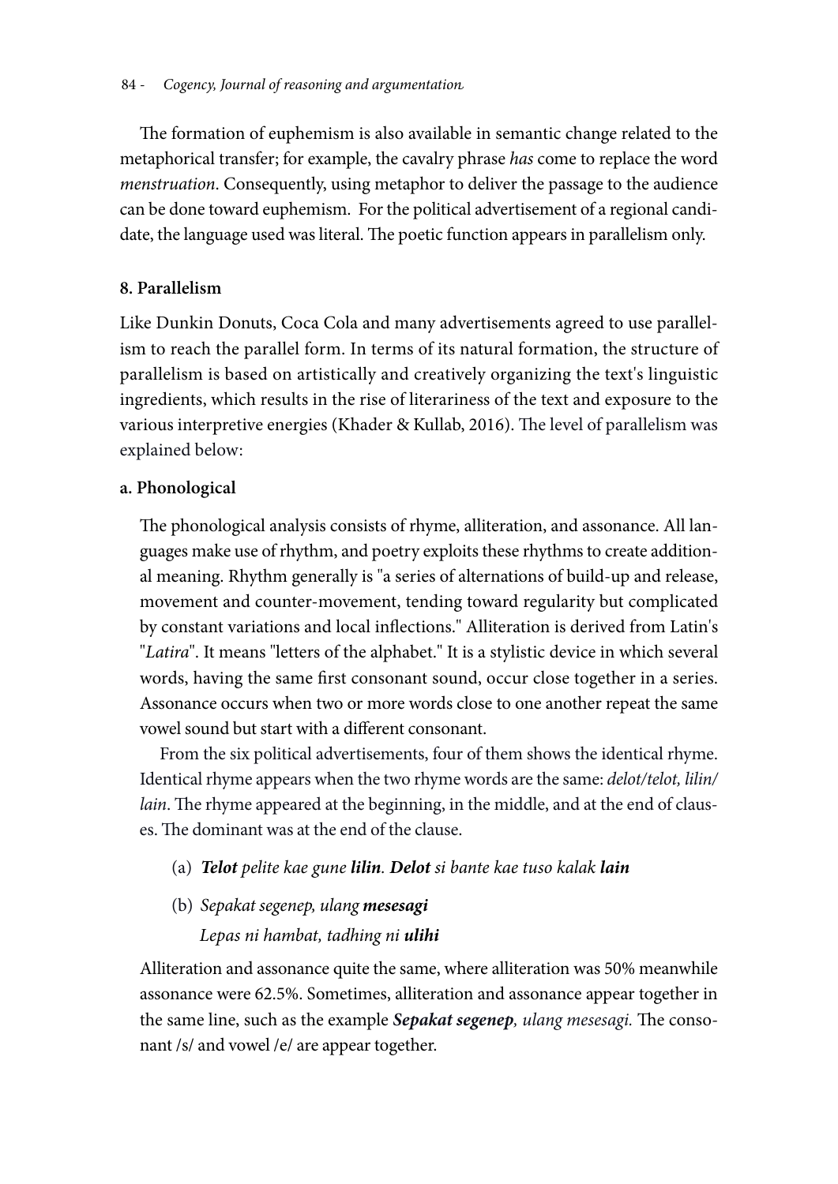The formation of euphemism is also available in semantic change related to the metaphorical transfer; for example, the cavalry phrase *has* come to replace the word *menstruation*. Consequently, using metaphor to deliver the passage to the audience can be done toward euphemism. For the political advertisement of a regional candidate, the language used was literal. The poetic function appears in parallelism only.

## 8. Parallelism

Like Dunkin Donuts, Coca Cola and many advertisements agreed to use parallelism to reach the parallel form. In terms of its natural formation, the structure of parallelism is based on artistically and creatively organizing the text's linguistic ingredients, which results in the rise of literariness of the text and exposure to the various interpretive energies (Khader & Kullab, 2016). The level of parallelism was explained below:

### a. Phonological

The phonological analysis consists of rhyme, alliteration, and assonance. All languages make use of rhythm, and poetry exploits these rhythms to create additional meaning. Rhythm generally is "a series of alternations of build-up and release, movement and counter-movement, tending toward regularity but complicated by constant variations and local inflections." Alliteration is derived from Latin's "*Latira*". It means "letters of the alphabet." It is a stylistic device in which several words, having the same first consonant sound, occur close together in a series. Assonance occurs when two or more words close to one another repeat the same vowel sound but start with a different consonant.

From the six political advertisements, four of them shows the identical rhyme. Identical rhyme appears when the two rhyme words are the same: *delot/telot, lilin/lain*. The rhyme appeared at the beginning, in the middle, and at the end of clauses. The dominant was at the end of the clause.

(a) ***Telot*** *pelite kae gune* ***lilin***. ***Delot*** *si bante kae tuso kalak* ***lain***

(b) *Sepakat segenep, ulang* ***mesesagi***
*Lepas ni hambat, tadhing ni* ***ulihi***

Alliteration and assonance quite the same, where alliteration was 50% meanwhile assonance were 62.5%. Sometimes, alliteration and assonance appear together in the same line, such as the example ***Sepakat segenep****, ulang mesesagi.* The consonant /s/ and vowel /e/ are appear together.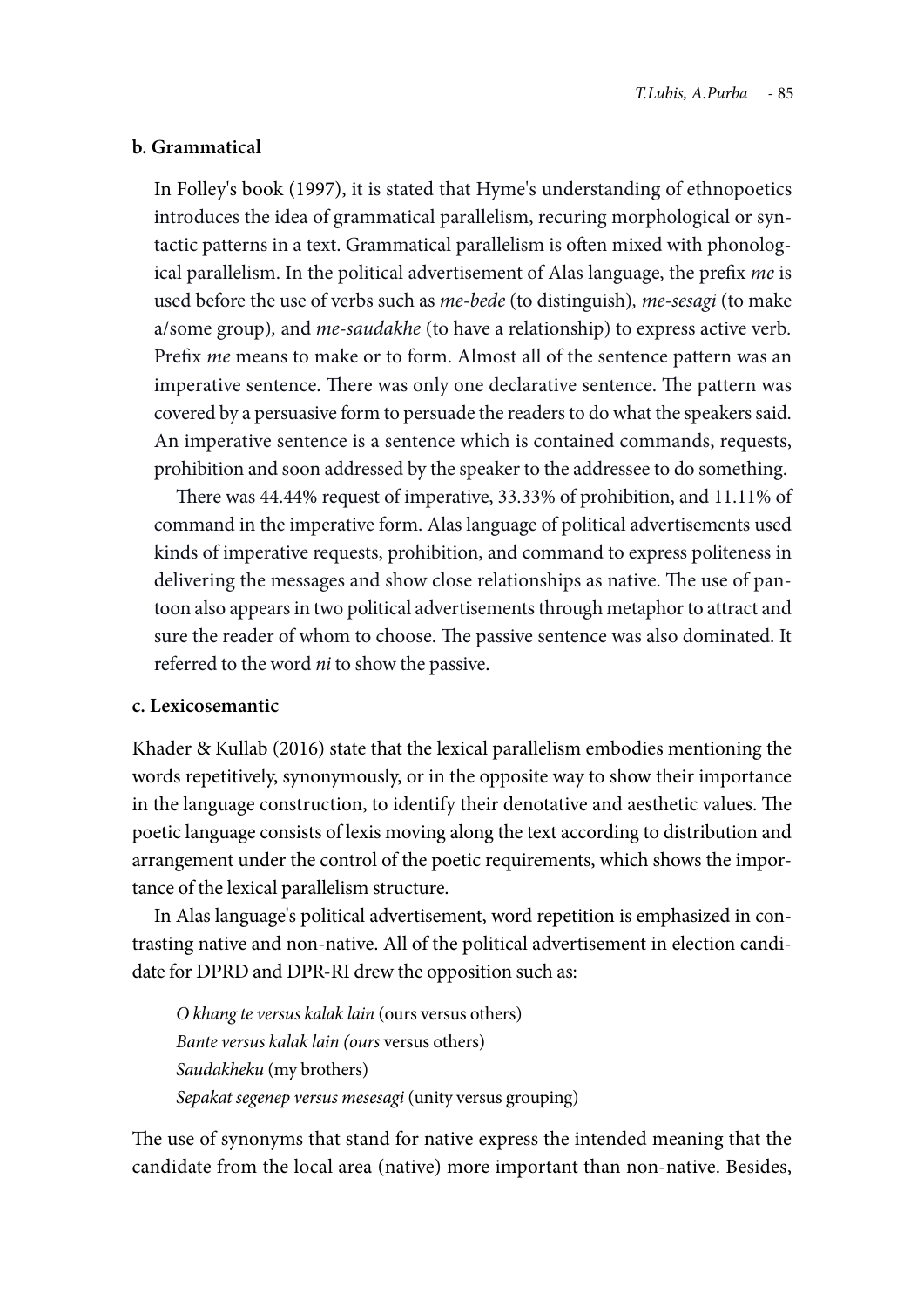**b. Grammatical**

In Folley's book (1997), it is stated that Hyme's understanding of ethnopoetics introduces the idea of grammatical parallelism, recuring morphological or syntactic patterns in a text. Grammatical parallelism is often mixed with phonological parallelism. In the political advertisement of Alas language, the prefix *me* is used before the use of verbs such as *me-bede* (to distinguish), *me-sesagi* (to make a/some group), and *me-saudakhe* (to have a relationship) to express active verb. Prefix *me* means to make or to form. Almost all of the sentence pattern was an imperative sentence. There was only one declarative sentence. The pattern was covered by a persuasive form to persuade the readers to do what the speakers said. An imperative sentence is a sentence which is contained commands, requests, prohibition and soon addressed by the speaker to the addressee to do something.

There was 44.44% request of imperative, 33.33% of prohibition, and 11.11% of command in the imperative form. Alas language of political advertisements used kinds of imperative requests, prohibition, and command to express politeness in delivering the messages and show close relationships as native. The use of pantoon also appears in two political advertisements through metaphor to attract and sure the reader of whom to choose. The passive sentence was also dominated. It referred to the word *ni* to show the passive.

**c. Lexicosemantic**

Khader & Kullab (2016) state that the lexical parallelism embodies mentioning the words repetitively, synonymously, or in the opposite way to show their importance in the language construction, to identify their denotative and aesthetic values. The poetic language consists of lexis moving along the text according to distribution and arrangement under the control of the poetic requirements, which shows the importance of the lexical parallelism structure.

In Alas language's political advertisement, word repetition is emphasized in contrasting native and non-native. All of the political advertisement in election candidate for DPRD and DPR-RI drew the opposition such as:

*O khang te versus kalak lain* (ours versus others)
*Bante versus kalak lain (ours* versus others)
*Saudakheku* (my brothers)
*Sepakat segenep versus mesesagi* (unity versus grouping)

The use of synonyms that stand for native express the intended meaning that the candidate from the local area (native) more important than non-native. Besides,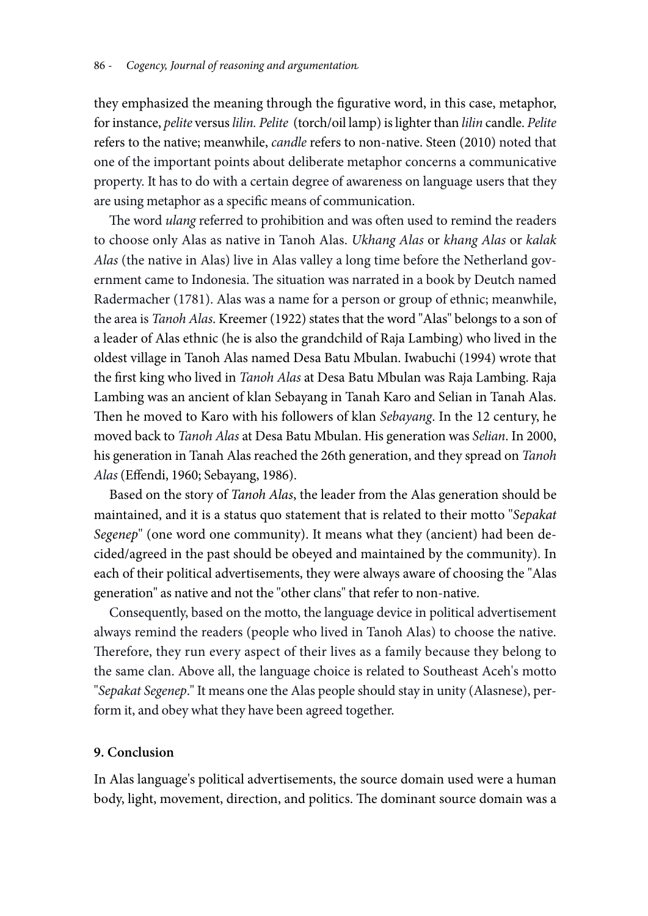they emphasized the meaning through the figurative word, in this case, metaphor, for instance, *pelite* versus *lilin. Pelite* (torch/oil lamp) is lighter than *lilin* candle. *Pelite* refers to the native; meanwhile, *candle* refers to non-native. Steen (2010) noted that one of the important points about deliberate metaphor concerns a communicative property. It has to do with a certain degree of awareness on language users that they are using metaphor as a specific means of communication.

The word *ulang* referred to prohibition and was often used to remind the readers to choose only Alas as native in Tanoh Alas. *Ukhang Alas* or *khang Alas* or *kalak Alas* (the native in Alas) live in Alas valley a long time before the Netherland government came to Indonesia. The situation was narrated in a book by Deutch named Radermacher (1781). Alas was a name for a person or group of ethnic; meanwhile, the area is *Tanoh Alas*. Kreemer (1922) states that the word "Alas" belongs to a son of a leader of Alas ethnic (he is also the grandchild of Raja Lambing) who lived in the oldest village in Tanoh Alas named Desa Batu Mbulan. Iwabuchi (1994) wrote that the first king who lived in *Tanoh Alas* at Desa Batu Mbulan was Raja Lambing. Raja Lambing was an ancient of klan Sebayang in Tanah Karo and Selian in Tanah Alas. Then he moved to Karo with his followers of klan *Sebayang*. In the 12 century, he moved back to *Tanoh Alas* at Desa Batu Mbulan. His generation was *Selian*. In 2000, his generation in Tanah Alas reached the 26th generation, and they spread on *Tanoh Alas* (Effendi, 1960; Sebayang, 1986).

Based on the story of *Tanoh Alas*, the leader from the Alas generation should be maintained, and it is a status quo statement that is related to their motto "*Sepakat Segenep*" (one word one community). It means what they (ancient) had been decided/agreed in the past should be obeyed and maintained by the community). In each of their political advertisements, they were always aware of choosing the "Alas generation" as native and not the "other clans" that refer to non-native.

Consequently, based on the motto, the language device in political advertisement always remind the readers (people who lived in Tanoh Alas) to choose the native. Therefore, they run every aspect of their lives as a family because they belong to the same clan. Above all, the language choice is related to Southeast Aceh's motto "*Sepakat Segenep*." It means one the Alas people should stay in unity (Alasnese), perform it, and obey what they have been agreed together.

## 9. Conclusion

In Alas language's political advertisements, the source domain used were a human body, light, movement, direction, and politics. The dominant source domain was a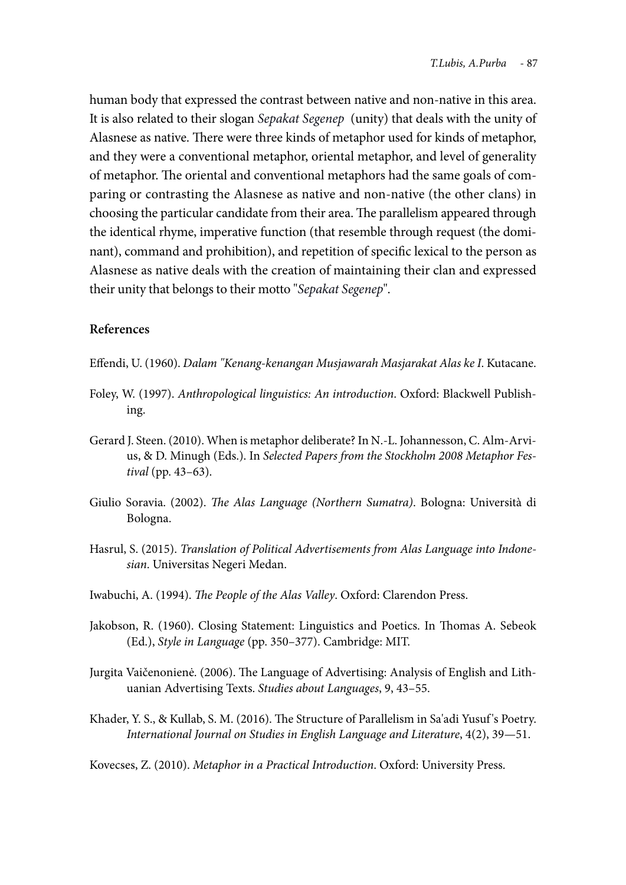human body that expressed the contrast between native and non-native in this area. It is also related to their slogan *Sepakat Segenep* (unity) that deals with the unity of Alasnese as native. There were three kinds of metaphor used for kinds of metaphor, and they were a conventional metaphor, oriental metaphor, and level of generality of metaphor. The oriental and conventional metaphors had the same goals of comparing or contrasting the Alasnese as native and non-native (the other clans) in choosing the particular candidate from their area. The parallelism appeared through the identical rhyme, imperative function (that resemble through request (the dominant), command and prohibition), and repetition of specific lexical to the person as Alasnese as native deals with the creation of maintaining their clan and expressed their unity that belongs to their motto "*Sepakat Segenep*".

### References

Effendi, U. (1960). *Dalam "Kenang-kenangan Musjawarah Masjarakat Alas ke I*. Kutacane.

Foley, W. (1997). *Anthropological linguistics: An introduction*. Oxford: Blackwell Publishing.

Gerard J. Steen. (2010). When is metaphor deliberate? In N.-L. Johannesson, C. Alm-Arvius, & D. Minugh (Eds.). In *Selected Papers from the Stockholm 2008 Metaphor Festival* (pp. 43–63).

Giulio Soravia. (2002). *The Alas Language (Northern Sumatra)*. Bologna: Università di Bologna.

Hasrul, S. (2015). *Translation of Political Advertisements from Alas Language into Indonesian*. Universitas Negeri Medan.

Iwabuchi, A. (1994). *The People of the Alas Valley*. Oxford: Clarendon Press.

Jakobson, R. (1960). Closing Statement: Linguistics and Poetics. In Thomas A. Sebeok (Ed.), *Style in Language* (pp. 350–377). Cambridge: MIT.

Jurgita Vaičenonienė. (2006). The Language of Advertising: Analysis of English and Lithuanian Advertising Texts. *Studies about Languages*, 9, 43–55.

Khader, Y. S., & Kullab, S. M. (2016). The Structure of Parallelism in Sa'adi Yusuf's Poetry. *International Journal on Studies in English Language and Literature*, 4(2), 39—51.

Kovecses, Z. (2010). *Metaphor in a Practical Introduction*. Oxford: University Press.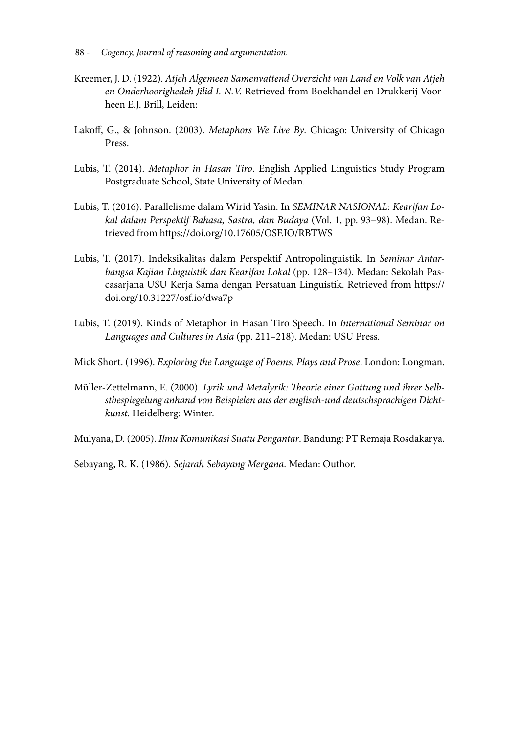Kreemer, J. D. (1922). *Atjeh Algemeen Samenvattend Overzicht van Land en Volk van Atjeh en Onderhoorighedeh Jilid I. N.V.* Retrieved from Boekhandel en Drukkerij Voorheen E.J. Brill, Leiden:

Lakoff, G., & Johnson. (2003). *Metaphors We Live By*. Chicago: University of Chicago Press.

Lubis, T. (2014). *Metaphor in Hasan Tiro*. English Applied Linguistics Study Program Postgraduate School, State University of Medan.

Lubis, T. (2016). Parallelisme dalam Wirid Yasin. In *SEMINAR NASIONAL: Kearifan Lokal dalam Perspektif Bahasa, Sastra, dan Budaya* (Vol. 1, pp. 93–98). Medan. Retrieved from https://doi.org/10.17605/OSF.IO/RBTWS

Lubis, T. (2017). Indeksikalitas dalam Perspektif Antropolinguistik. In *Seminar Antarbangsa Kajian Linguistik dan Kearifan Lokal* (pp. 128–134). Medan: Sekolah Pascasarjana USU Kerja Sama dengan Persatuan Linguistik. Retrieved from https://doi.org/10.31227/osf.io/dwa7p

Lubis, T. (2019). Kinds of Metaphor in Hasan Tiro Speech. In *International Seminar on Languages and Cultures in Asia* (pp. 211–218). Medan: USU Press.

Mick Short. (1996). *Exploring the Language of Poems, Plays and Prose*. London: Longman.

Müller-Zettelmann, E. (2000). *Lyrik und Metalyrik: Theorie einer Gattung und ihrer Selbstbespiegelung anhand von Beispielen aus der englisch-und deutschsprachigen Dichtkunst*. Heidelberg: Winter.

Mulyana, D. (2005). *Ilmu Komunikasi Suatu Pengantar*. Bandung: PT Remaja Rosdakarya.

Sebayang, R. K. (1986). *Sejarah Sebayang Mergana*. Medan: Outhor.